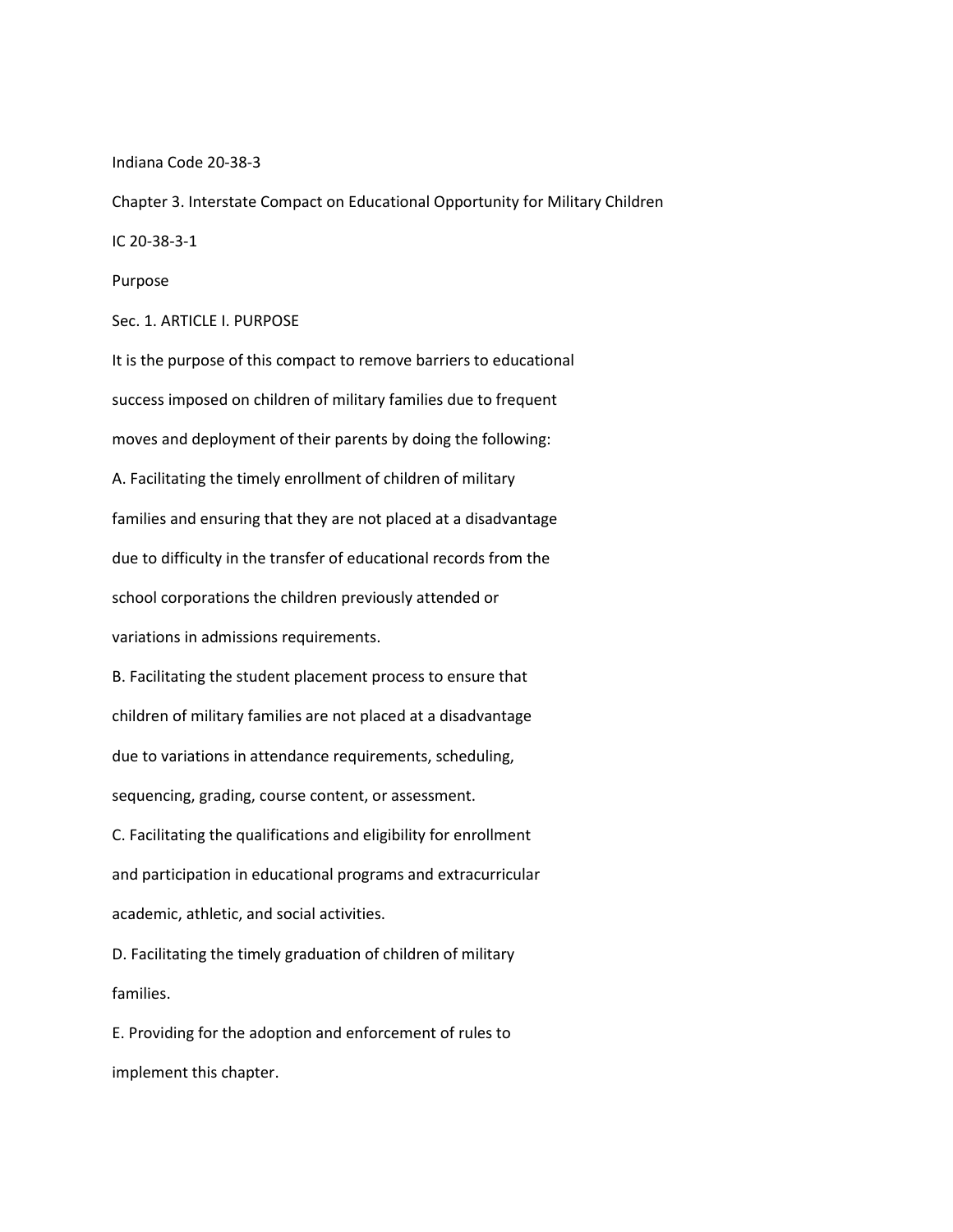# Indiana Code 20-38-3

## Chapter 3. Interstate Compact on Educational Opportunity for Military Children

### IC 20-38-3-1

#### Purpose

Sec. 1. ARTICLE I. PURPOSE

It is the purpose of this compact to remove barriers to educational success imposed on children of military families due to frequent moves and deployment of their parents by doing the following:

A. Facilitating the timely enrollment of children of military families and ensuring that they are not placed at a disadvantage due to difficulty in the transfer of educational records from the school corporations the children previously attended or variations in admissions requirements.

B. Facilitating the student placement process to ensure that children of military families are not placed at a disadvantage due to variations in attendance requirements, scheduling, sequencing, grading, course content, or assessment.

C. Facilitating the qualifications and eligibility for enrollment and participation in educational programs and extracurricular academic, athletic, and social activities.

D. Facilitating the timely graduation of children of military families.

E. Providing for the adoption and enforcement of rules to implement this chapter.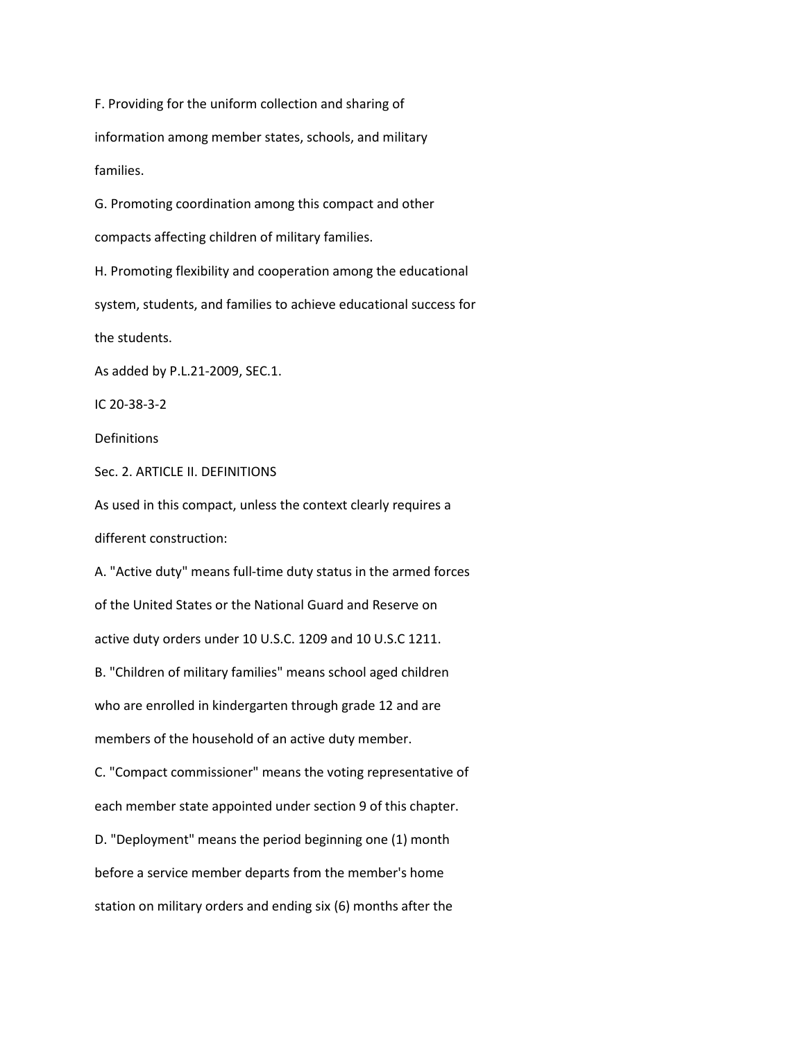F. Providing for the uniform collection and sharing of information among member states, schools, and military families.

G. Promoting coordination among this compact and other compacts affecting children of military families.

H. Promoting flexibility and cooperation among the educational system, students, and families to achieve educational success for the students.

As added by P.L.21-2009, SEC.1.

IC 20-38-3-2

Definitions

Sec. 2. ARTICLE II. DEFINITIONS

As used in this compact, unless the context clearly requires a different construction:

A. "Active duty" means full-time duty status in the armed forces of the United States or the National Guard and Reserve on active duty orders under 10 U.S.C. 1209 and 10 U.S.C 1211.

B. "Children of military families" means school aged children who are enrolled in kindergarten through grade 12 and are members of the household of an active duty member.

C. "Compact commissioner" means the voting representative of each member state appointed under section 9 of this chapter.

D. "Deployment" means the period beginning one (1) month before a service member departs from the member's home station on military orders and ending six (6) months after the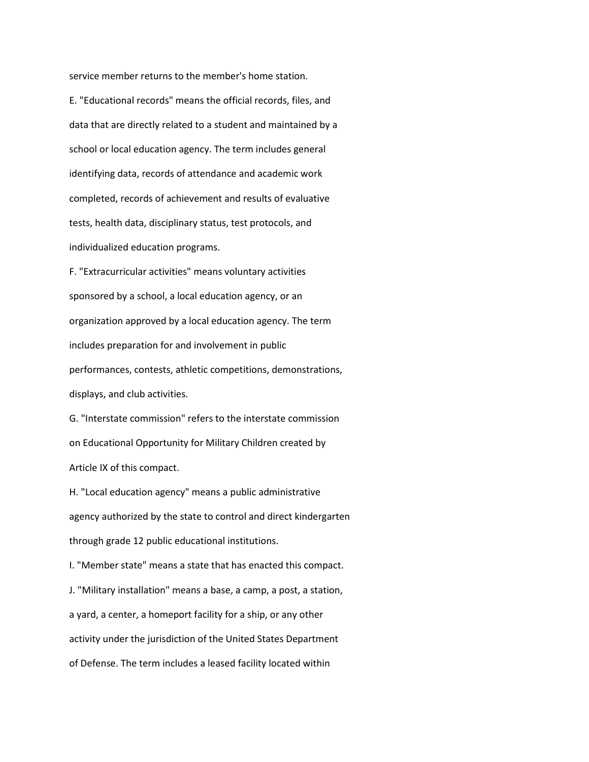service member returns to the member's home station.

E. "Educational records" means the official records, files, and data that are directly related to a student and maintained by a school or local education agency. The term includes general identifying data, records of attendance and academic work completed, records of achievement and results of evaluative tests, health data, disciplinary status, test protocols, and individualized education programs.

F. "Extracurricular activities" means voluntary activities sponsored by a school, a local education agency, or an organization approved by a local education agency. The term includes preparation for and involvement in public performances, contests, athletic competitions, demonstrations, displays, and club activities.

G. "Interstate commission" refers to the interstate commission on Educational Opportunity for Military Children created by Article IX of this compact.

H. "Local education agency" means a public administrative agency authorized by the state to control and direct kindergarten through grade 12 public educational institutions.

I. "Member state" means a state that has enacted this compact.

J. "Military installation" means a base, a camp, a post, a station, a yard, a center, a homeport facility for a ship, or any other activity under the jurisdiction of the United States Department of Defense. The term includes a leased facility located within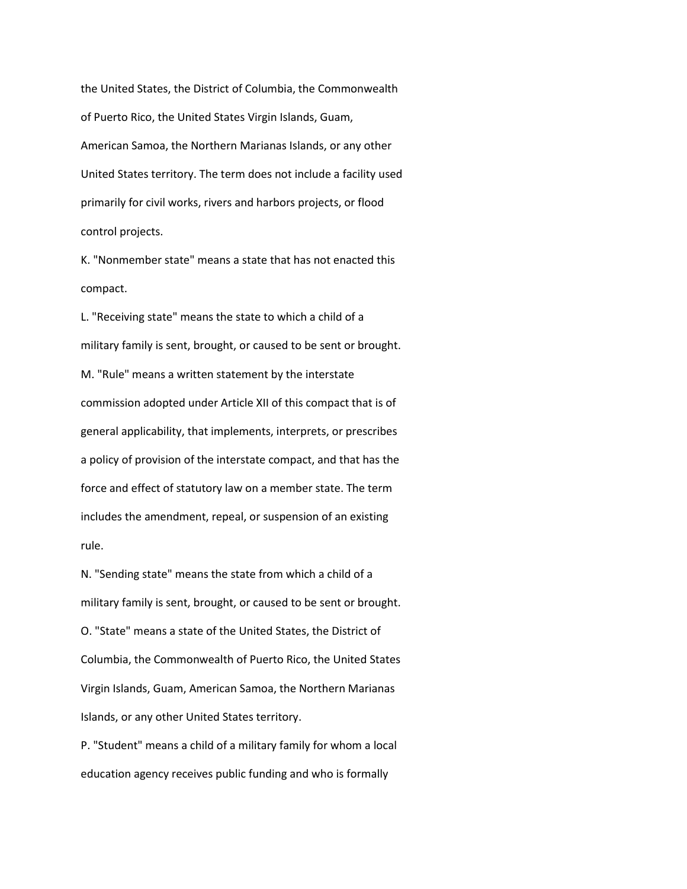the United States, the District of Columbia, the Commonwealth of Puerto Rico, the United States Virgin Islands, Guam, American Samoa, the Northern Marianas Islands, or any other United States territory. The term does not include a facility used primarily for civil works, rivers and harbors projects, or flood control projects.

K. "Nonmember state" means a state that has not enacted this compact.

L. "Receiving state" means the state to which a child of a military family is sent, brought, or caused to be sent or brought.

M. "Rule" means a written statement by the interstate commission adopted under Article XII of this compact that is of general applicability, that implements, interprets, or prescribes a policy of provision of the interstate compact, and that has the force and effect of statutory law on a member state. The term includes the amendment, repeal, or suspension of an existing rule.

N. "Sending state" means the state from which a child of a military family is sent, brought, or caused to be sent or brought.

O. "State" means a state of the United States, the District of Columbia, the Commonwealth of Puerto Rico, the United States Virgin Islands, Guam, American Samoa, the Northern Marianas Islands, or any other United States territory.

P. "Student" means a child of a military family for whom a local education agency receives public funding and who is formally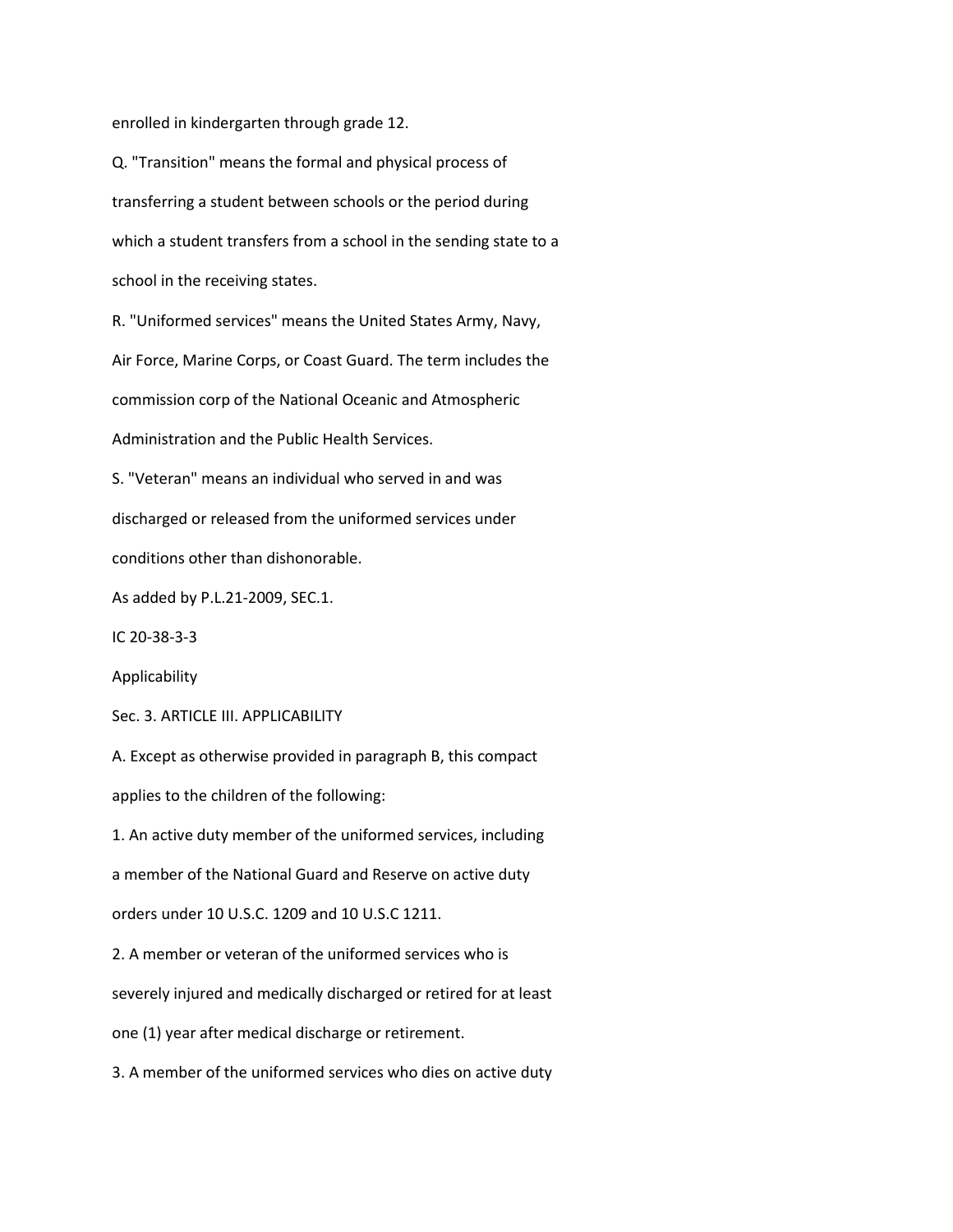enrolled in kindergarten through grade 12.

Q. "Transition" means the formal and physical process of transferring a student between schools or the period during which a student transfers from a school in the sending state to a school in the receiving states.

R. "Uniformed services" means the United States Army, Navy, Air Force, Marine Corps, or Coast Guard. The term includes the commission corp of the National Oceanic and Atmospheric Administration and the Public Health Services.

S. "Veteran" means an individual who served in and was discharged or released from the uniformed services under conditions other than dishonorable.

As added by P.L.21-2009, SEC.1.

IC 20-38-3-3

Applicability

Sec. 3. ARTICLE III. APPLICABILITY

A. Except as otherwise provided in paragraph B, this compact applies to the children of the following:

1. An active duty member of the uniformed services, including a member of the National Guard and Reserve on active duty orders under 10 U.S.C. 1209 and 10 U.S.C 1211.

2. A member or veteran of the uniformed services who is severely injured and medically discharged or retired for at least one (1) year after medical discharge or retirement.

3. A member of the uniformed services who dies on active duty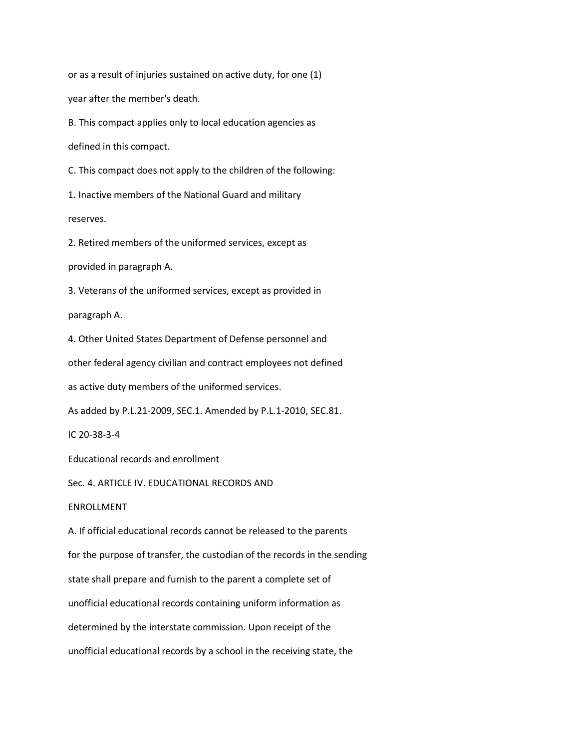or as a result of injuries sustained on active duty, for one (1) year after the member's death.

B. This compact applies only to local education agencies as defined in this compact.

C. This compact does not apply to the children of the following:

1. Inactive members of the National Guard and military reserves.

2. Retired members of the uniformed services, except as provided in paragraph A.

3. Veterans of the uniformed services, except as provided in paragraph A.

4. Other United States Department of Defense personnel and other federal agency civilian and contract employees not defined as active duty members of the uniformed services.

As added by P.L.21-2009, SEC.1. Amended by P.L.1-2010, SEC.81.

IC 20-38-3-4

Educational records and enrollment

Sec. 4. ARTICLE IV. EDUCATIONAL RECORDS AND ENROLLMENT

A. If official educational records cannot be released to the parents for the purpose of transfer, the custodian of the records in the sending state shall prepare and furnish to the parent a complete set of unofficial educational records containing uniform information as determined by the interstate commission. Upon receipt of the unofficial educational records by a school in the receiving state, the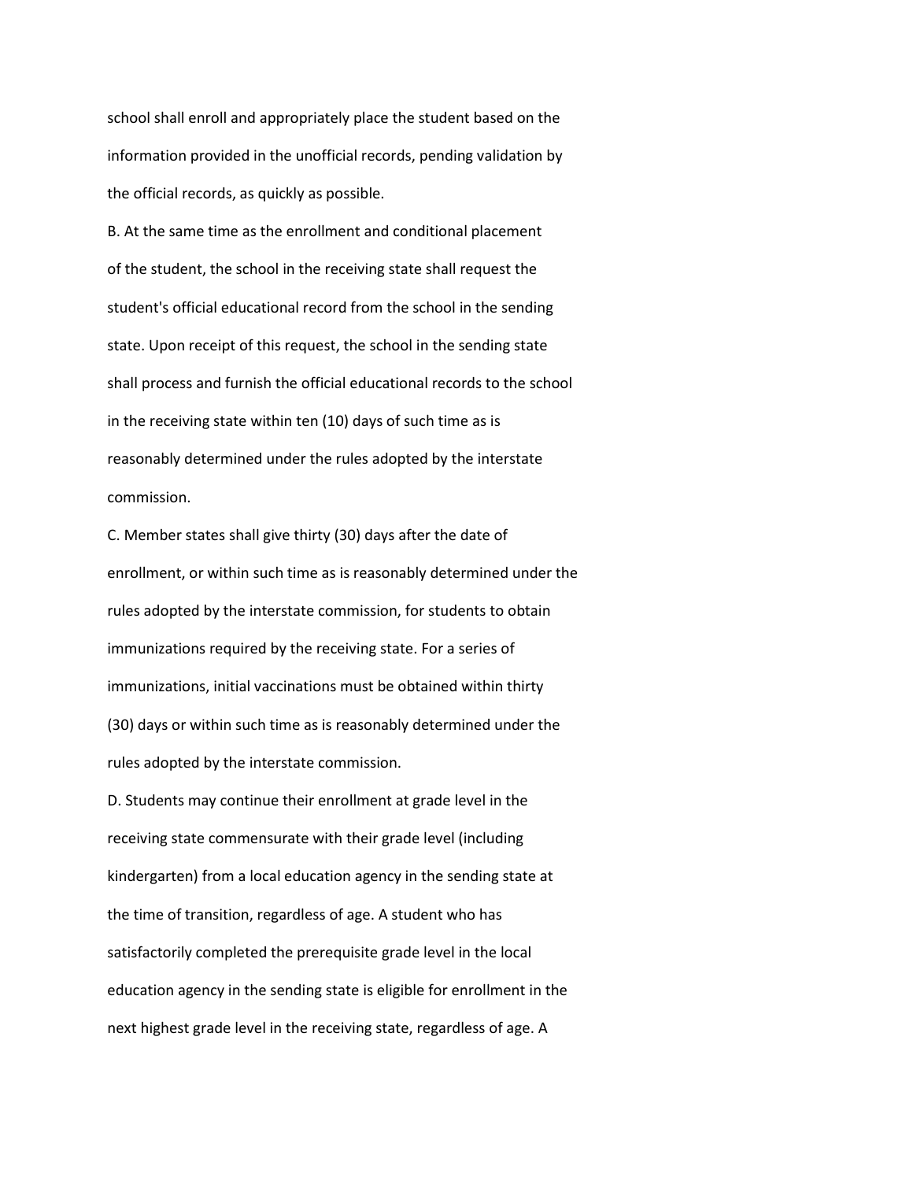school shall enroll and appropriately place the student based on the information provided in the unofficial records, pending validation by the official records, as quickly as possible.

B. At the same time as the enrollment and conditional placement of the student, the school in the receiving state shall request the student's official educational record from the school in the sending state. Upon receipt of this request, the school in the sending state shall process and furnish the official educational records to the school in the receiving state within ten (10) days of such time as is reasonably determined under the rules adopted by the interstate commission.

C. Member states shall give thirty (30) days after the date of enrollment, or within such time as is reasonably determined under the rules adopted by the interstate commission, for students to obtain immunizations required by the receiving state. For a series of immunizations, initial vaccinations must be obtained within thirty (30) days or within such time as is reasonably determined under the rules adopted by the interstate commission.

D. Students may continue their enrollment at grade level in the receiving state commensurate with their grade level (including kindergarten) from a local education agency in the sending state at the time of transition, regardless of age. A student who has satisfactorily completed the prerequisite grade level in the local education agency in the sending state is eligible for enrollment in the next highest grade level in the receiving state, regardless of age. A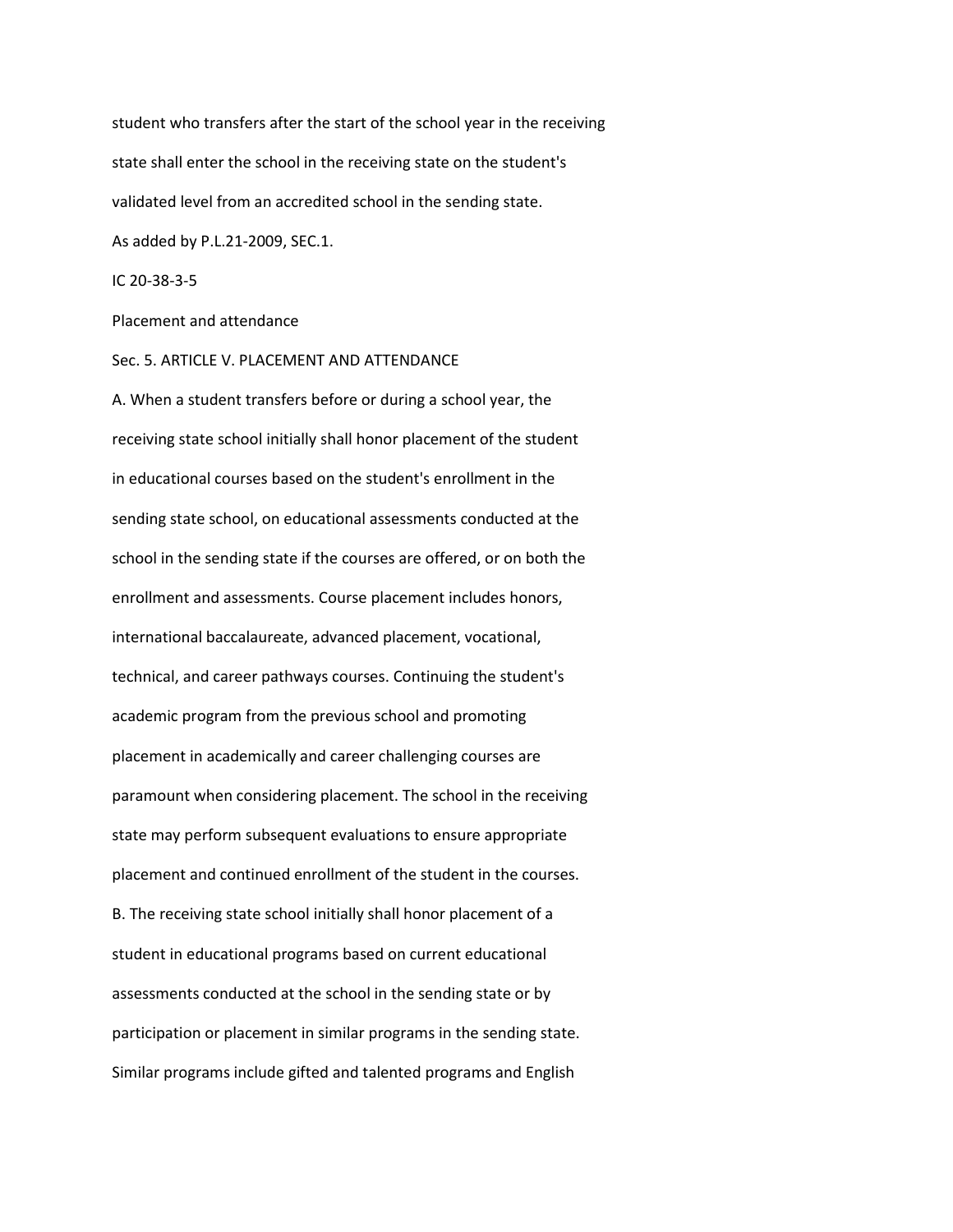student who transfers after the start of the school year in the receiving state shall enter the school in the receiving state on the student's validated level from an accredited school in the sending state.

As added by P.L.21-2009, SEC.1.

IC 20-38-3-5

Placement and attendance

Sec. 5. ARTICLE V. PLACEMENT AND ATTENDANCE

A. When a student transfers before or during a school year, the receiving state school initially shall honor placement of the student in educational courses based on the student's enrollment in the sending state school, on educational assessments conducted at the school in the sending state if the courses are offered, or on both the enrollment and assessments. Course placement includes honors, international baccalaureate, advanced placement, vocational, technical, and career pathways courses. Continuing the student's academic program from the previous school and promoting placement in academically and career challenging courses are paramount when considering placement. The school in the receiving state may perform subsequent evaluations to ensure appropriate placement and continued enrollment of the student in the courses.

B. The receiving state school initially shall honor placement of a student in educational programs based on current educational assessments conducted at the school in the sending state or by participation or placement in similar programs in the sending state. Similar programs include gifted and talented programs and English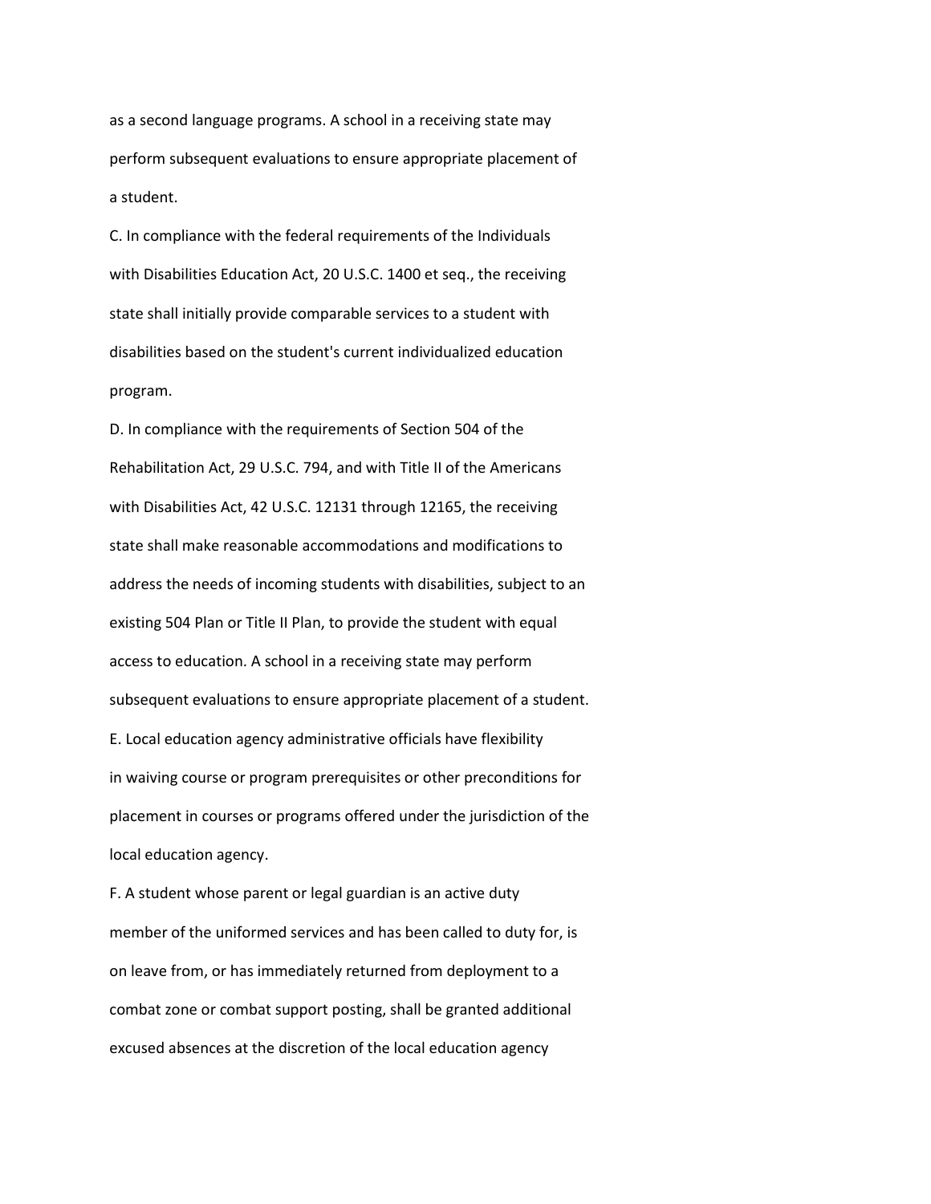as a second language programs. A school in a receiving state may perform subsequent evaluations to ensure appropriate placement of a student.

C. In compliance with the federal requirements of the Individuals with Disabilities Education Act, 20 U.S.C. 1400 et seq., the receiving state shall initially provide comparable services to a student with disabilities based on the student's current individualized education program.

D. In compliance with the requirements of Section 504 of the Rehabilitation Act, 29 U.S.C. 794, and with Title II of the Americans with Disabilities Act, 42 U.S.C. 12131 through 12165, the receiving state shall make reasonable accommodations and modifications to address the needs of incoming students with disabilities, subject to an existing 504 Plan or Title II Plan, to provide the student with equal access to education. A school in a receiving state may perform subsequent evaluations to ensure appropriate placement of a student.

E. Local education agency administrative officials have flexibility in waiving course or program prerequisites or other preconditions for placement in courses or programs offered under the jurisdiction of the local education agency.

F. A student whose parent or legal guardian is an active duty member of the uniformed services and has been called to duty for, is on leave from, or has immediately returned from deployment to a combat zone or combat support posting, shall be granted additional excused absences at the discretion of the local education agency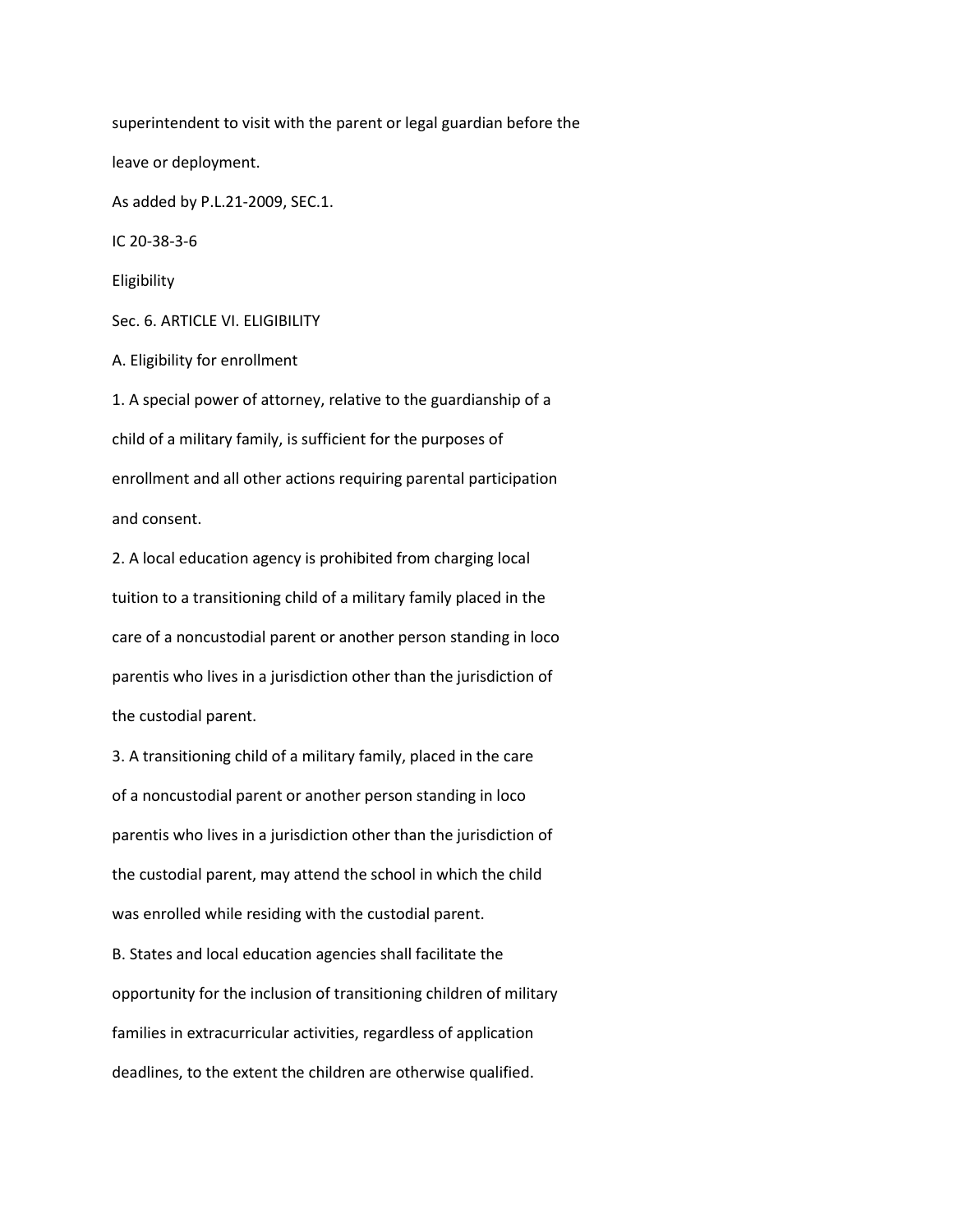superintendent to visit with the parent or legal guardian before the leave or deployment.

As added by P.L.21-2009, SEC.1.

IC 20-38-3-6

Eligibility

Sec. 6. ARTICLE VI. ELIGIBILITY

A. Eligibility for enrollment

1. A special power of attorney, relative to the guardianship of a child of a military family, is sufficient for the purposes of enrollment and all other actions requiring parental participation and consent.

2. A local education agency is prohibited from charging local tuition to a transitioning child of a military family placed in the care of a noncustodial parent or another person standing in loco parentis who lives in a jurisdiction other than the jurisdiction of the custodial parent.

3. A transitioning child of a military family, placed in the care of a noncustodial parent or another person standing in loco parentis who lives in a jurisdiction other than the jurisdiction of the custodial parent, may attend the school in which the child was enrolled while residing with the custodial parent.

B. States and local education agencies shall facilitate the opportunity for the inclusion of transitioning children of military families in extracurricular activities, regardless of application deadlines, to the extent the children are otherwise qualified.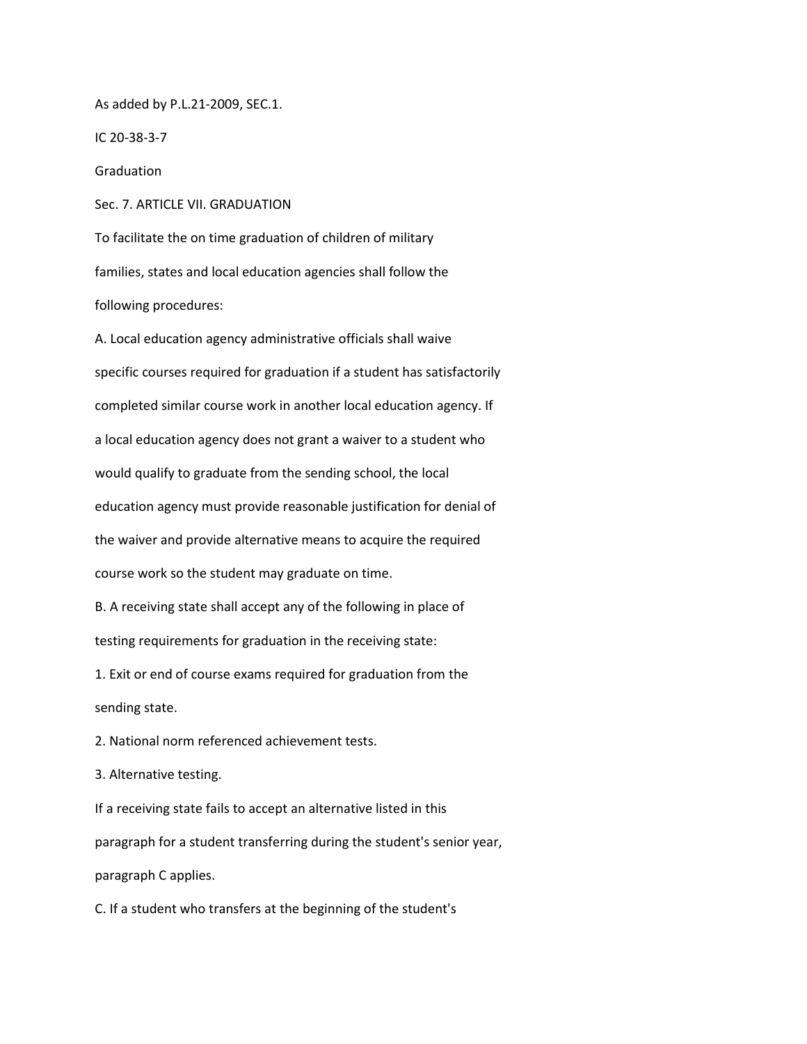As added by P.L.21-2009, SEC.1.

IC 20-38-3-7

Graduation

Sec. 7. ARTICLE VII. GRADUATION

To facilitate the on time graduation of children of military families, states and local education agencies shall follow the following procedures:

A. Local education agency administrative officials shall waive specific courses required for graduation if a student has satisfactorily completed similar course work in another local education agency. If a local education agency does not grant a waiver to a student who would qualify to graduate from the sending school, the local education agency must provide reasonable justification for denial of the waiver and provide alternative means to acquire the required course work so the student may graduate on time.

B. A receiving state shall accept any of the following in place of testing requirements for graduation in the receiving state:

1. Exit or end of course exams required for graduation from the sending state.
2. National norm referenced achievement tests.
3. Alternative testing.

If a receiving state fails to accept an alternative listed in this paragraph for a student transferring during the student's senior year, paragraph C applies.

C. If a student who transfers at the beginning of the student's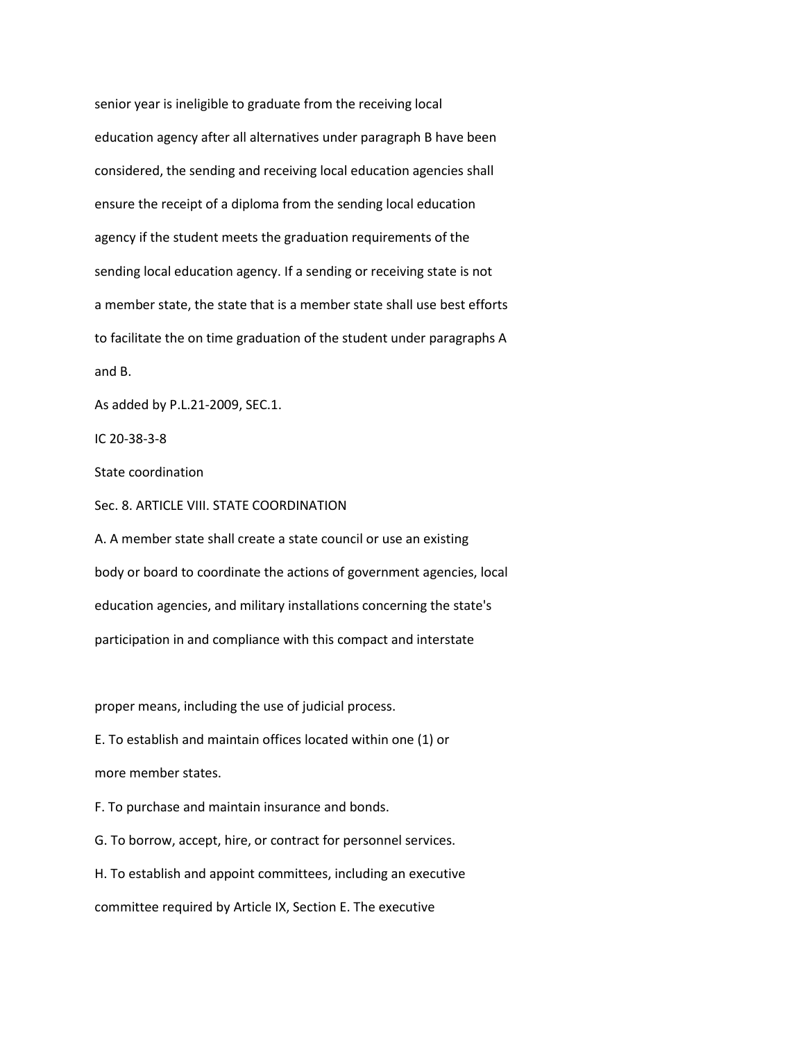senior year is ineligible to graduate from the receiving local education agency after all alternatives under paragraph B have been considered, the sending and receiving local education agencies shall ensure the receipt of a diploma from the sending local education agency if the student meets the graduation requirements of the sending local education agency. If a sending or receiving state is not a member state, the state that is a member state shall use best efforts to facilitate the on time graduation of the student under paragraphs A and B.

As added by P.L.21-2009, SEC.1.

IC 20-38-3-8

State coordination

Sec. 8. ARTICLE VIII. STATE COORDINATION

A. A member state shall create a state council or use an existing body or board to coordinate the actions of government agencies, local education agencies, and military installations concerning the state's participation in and compliance with this compact and interstate

proper means, including the use of judicial process.

E. To establish and maintain offices located within one (1) or more member states.

F. To purchase and maintain insurance and bonds.

G. To borrow, accept, hire, or contract for personnel services.

H. To establish and appoint committees, including an executive committee required by Article IX, Section E. The executive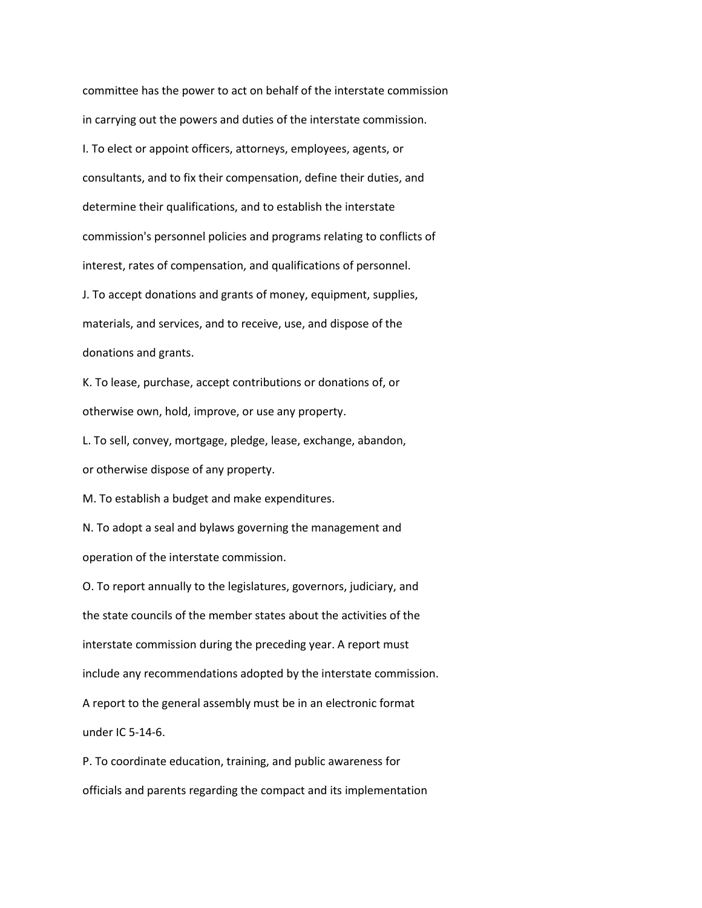committee has the power to act on behalf of the interstate commission in carrying out the powers and duties of the interstate commission.

I. To elect or appoint officers, attorneys, employees, agents, or consultants, and to fix their compensation, define their duties, and determine their qualifications, and to establish the interstate commission's personnel policies and programs relating to conflicts of interest, rates of compensation, and qualifications of personnel.

J. To accept donations and grants of money, equipment, supplies, materials, and services, and to receive, use, and dispose of the donations and grants.

K. To lease, purchase, accept contributions or donations of, or otherwise own, hold, improve, or use any property.

L. To sell, convey, mortgage, pledge, lease, exchange, abandon, or otherwise dispose of any property.

M. To establish a budget and make expenditures.

N. To adopt a seal and bylaws governing the management and operation of the interstate commission.

O. To report annually to the legislatures, governors, judiciary, and the state councils of the member states about the activities of the interstate commission during the preceding year. A report must include any recommendations adopted by the interstate commission. A report to the general assembly must be in an electronic format under IC 5-14-6.

P. To coordinate education, training, and public awareness for officials and parents regarding the compact and its implementation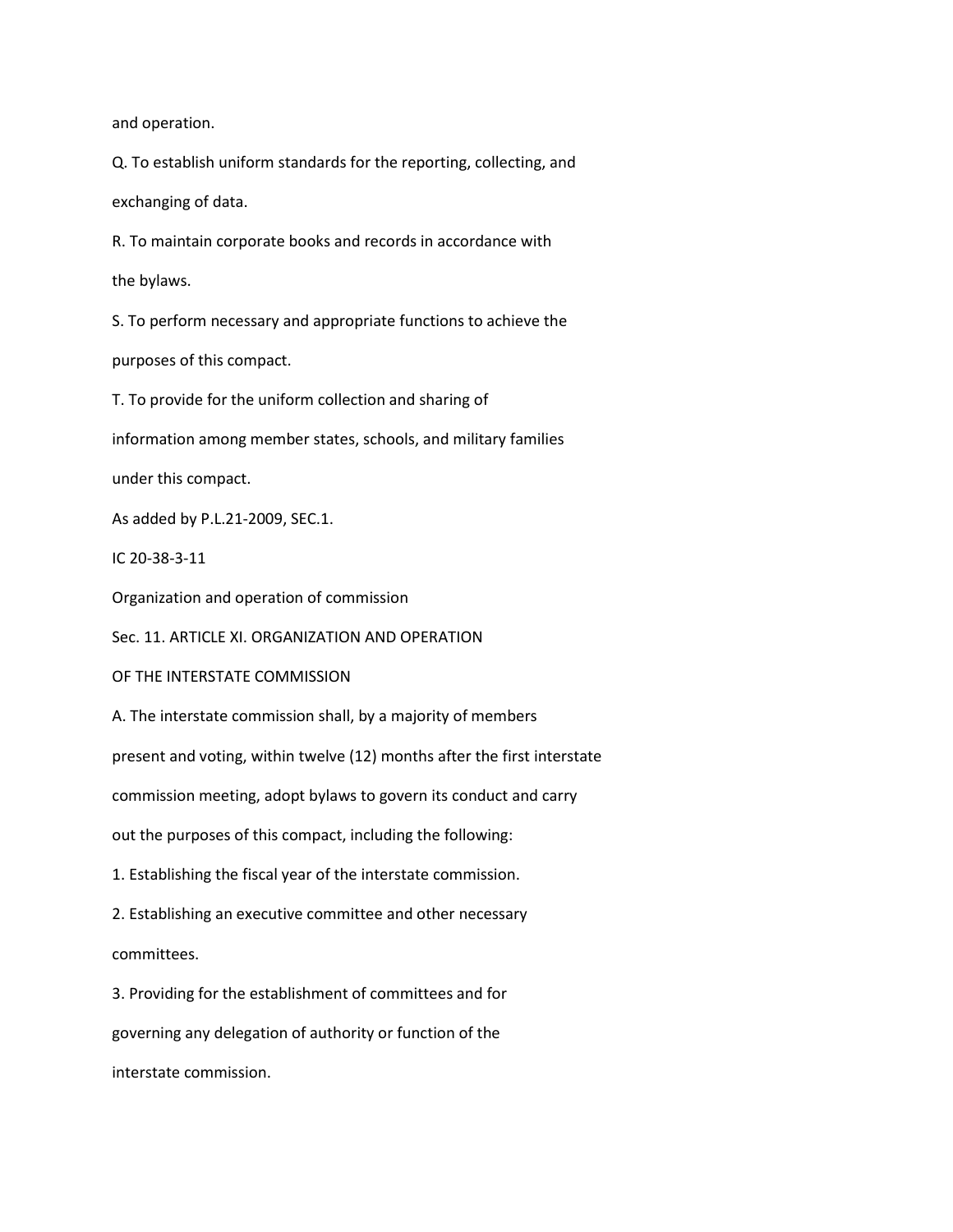and operation.

Q. To establish uniform standards for the reporting, collecting, and exchanging of data.

R. To maintain corporate books and records in accordance with the bylaws.

S. To perform necessary and appropriate functions to achieve the purposes of this compact.

T. To provide for the uniform collection and sharing of information among member states, schools, and military families under this compact.

As added by P.L.21-2009, SEC.1.

IC 20-38-3-11

Organization and operation of commission

Sec. 11. ARTICLE XI. ORGANIZATION AND OPERATION OF THE INTERSTATE COMMISSION

A. The interstate commission shall, by a majority of members present and voting, within twelve (12) months after the first interstate commission meeting, adopt bylaws to govern its conduct and carry out the purposes of this compact, including the following:

1. Establishing the fiscal year of the interstate commission.

2. Establishing an executive committee and other necessary committees.

3. Providing for the establishment of committees and for governing any delegation of authority or function of the interstate commission.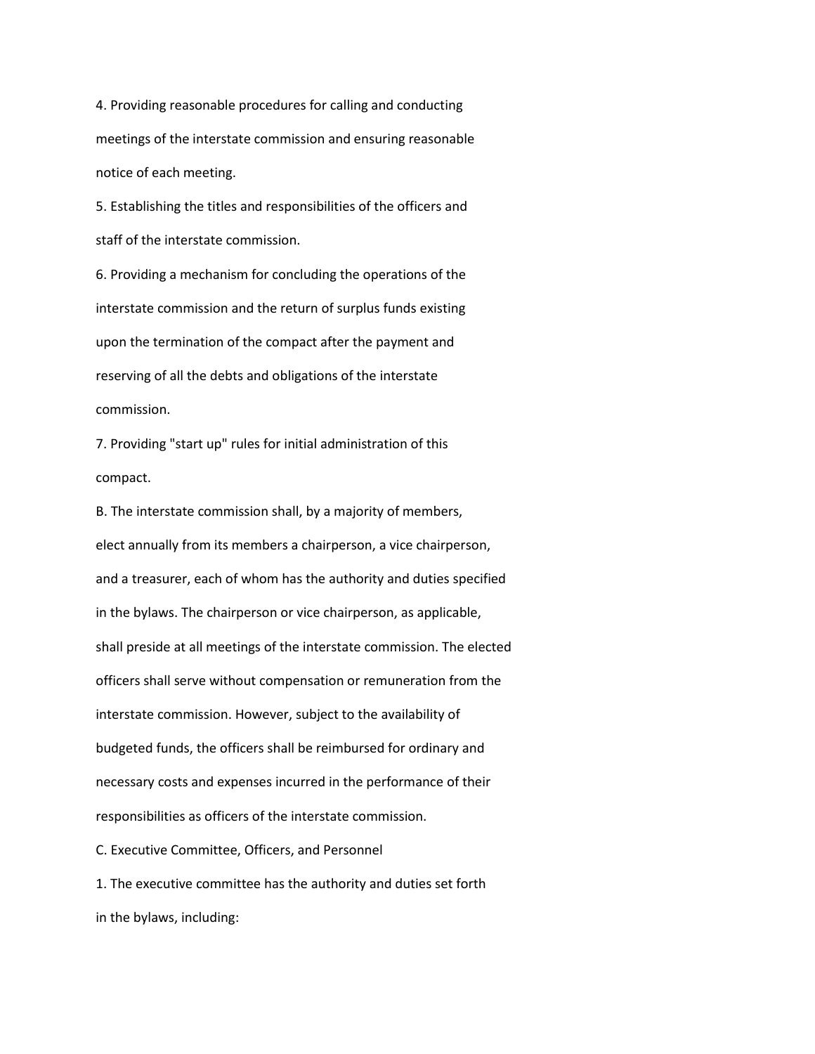4. Providing reasonable procedures for calling and conducting meetings of the interstate commission and ensuring reasonable notice of each meeting.

5. Establishing the titles and responsibilities of the officers and staff of the interstate commission.

6. Providing a mechanism for concluding the operations of the interstate commission and the return of surplus funds existing upon the termination of the compact after the payment and reserving of all the debts and obligations of the interstate commission.

7. Providing "start up" rules for initial administration of this compact.

B. The interstate commission shall, by a majority of members, elect annually from its members a chairperson, a vice chairperson, and a treasurer, each of whom has the authority and duties specified in the bylaws. The chairperson or vice chairperson, as applicable, shall preside at all meetings of the interstate commission. The elected officers shall serve without compensation or remuneration from the interstate commission. However, subject to the availability of budgeted funds, the officers shall be reimbursed for ordinary and necessary costs and expenses incurred in the performance of their responsibilities as officers of the interstate commission.

C. Executive Committee, Officers, and Personnel

1. The executive committee has the authority and duties set forth in the bylaws, including: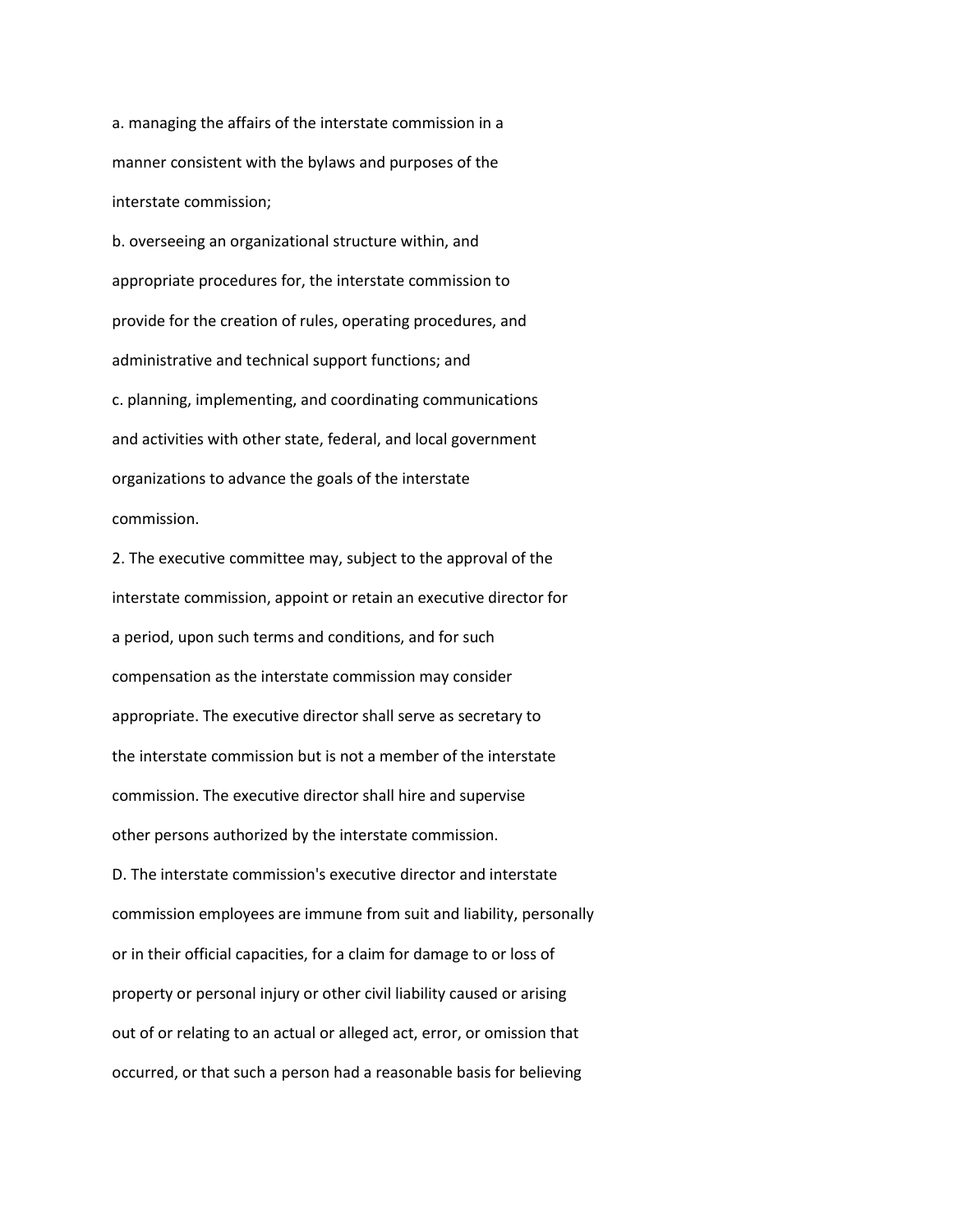a. managing the affairs of the interstate commission in a manner consistent with the bylaws and purposes of the interstate commission;

b. overseeing an organizational structure within, and appropriate procedures for, the interstate commission to provide for the creation of rules, operating procedures, and administrative and technical support functions; and

c. planning, implementing, and coordinating communications and activities with other state, federal, and local government organizations to advance the goals of the interstate commission.

2. The executive committee may, subject to the approval of the interstate commission, appoint or retain an executive director for a period, upon such terms and conditions, and for such compensation as the interstate commission may consider appropriate. The executive director shall serve as secretary to the interstate commission but is not a member of the interstate commission. The executive director shall hire and supervise other persons authorized by the interstate commission.

D. The interstate commission's executive director and interstate commission employees are immune from suit and liability, personally or in their official capacities, for a claim for damage to or loss of property or personal injury or other civil liability caused or arising out of or relating to an actual or alleged act, error, or omission that occurred, or that such a person had a reasonable basis for believing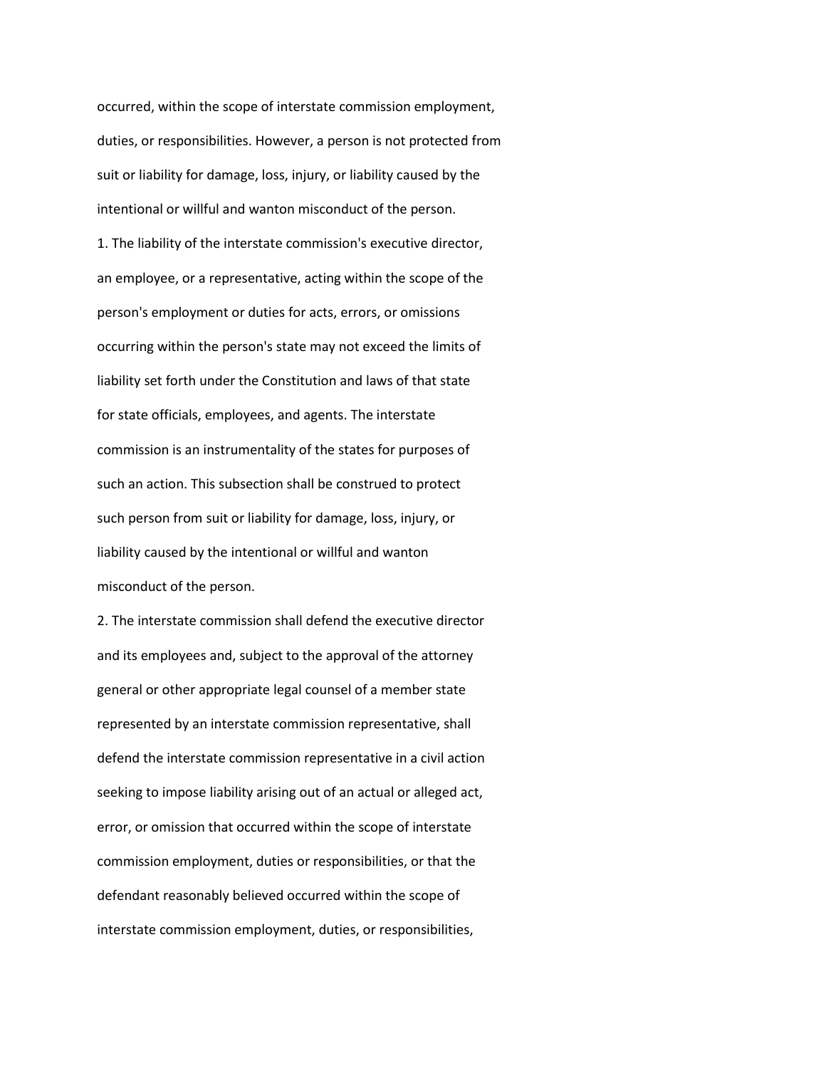occurred, within the scope of interstate commission employment, duties, or responsibilities. However, a person is not protected from suit or liability for damage, loss, injury, or liability caused by the intentional or willful and wanton misconduct of the person.

1. The liability of the interstate commission's executive director, an employee, or a representative, acting within the scope of the person's employment or duties for acts, errors, or omissions occurring within the person's state may not exceed the limits of liability set forth under the Constitution and laws of that state for state officials, employees, and agents. The interstate commission is an instrumentality of the states for purposes of such an action. This subsection shall be construed to protect such person from suit or liability for damage, loss, injury, or liability caused by the intentional or willful and wanton misconduct of the person.

2. The interstate commission shall defend the executive director and its employees and, subject to the approval of the attorney general or other appropriate legal counsel of a member state represented by an interstate commission representative, shall defend the interstate commission representative in a civil action seeking to impose liability arising out of an actual or alleged act, error, or omission that occurred within the scope of interstate commission employment, duties or responsibilities, or that the defendant reasonably believed occurred within the scope of interstate commission employment, duties, or responsibilities,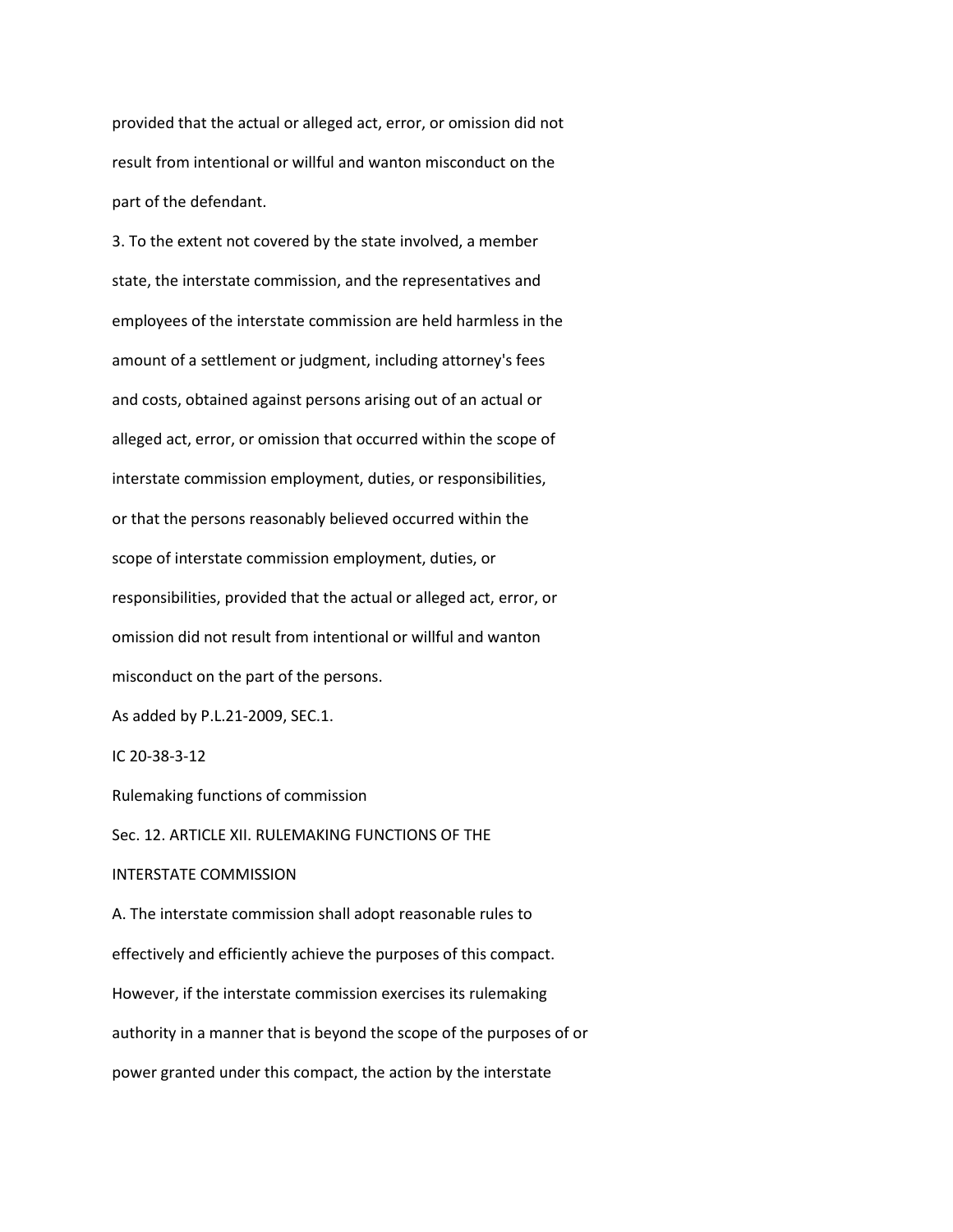provided that the actual or alleged act, error, or omission did not result from intentional or willful and wanton misconduct on the part of the defendant.

3. To the extent not covered by the state involved, a member state, the interstate commission, and the representatives and employees of the interstate commission are held harmless in the amount of a settlement or judgment, including attorney's fees and costs, obtained against persons arising out of an actual or alleged act, error, or omission that occurred within the scope of interstate commission employment, duties, or responsibilities, or that the persons reasonably believed occurred within the scope of interstate commission employment, duties, or responsibilities, provided that the actual or alleged act, error, or omission did not result from intentional or willful and wanton misconduct on the part of the persons.

As added by P.L.21-2009, SEC.1.

IC 20-38-3-12

Rulemaking functions of commission

Sec. 12. ARTICLE XII. RULEMAKING FUNCTIONS OF THE INTERSTATE COMMISSION

A. The interstate commission shall adopt reasonable rules to effectively and efficiently achieve the purposes of this compact. However, if the interstate commission exercises its rulemaking authority in a manner that is beyond the scope of the purposes of or power granted under this compact, the action by the interstate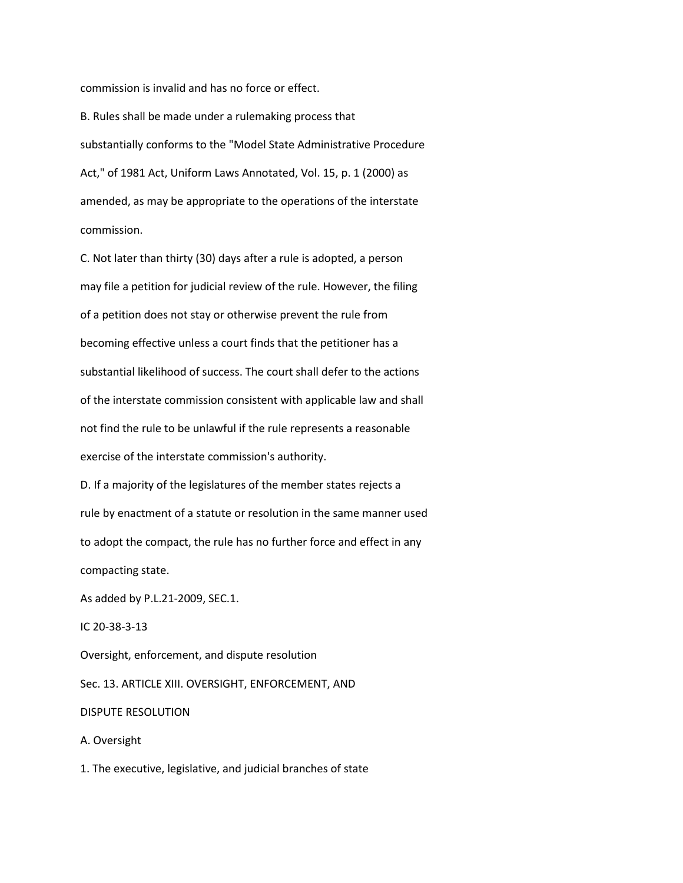commission is invalid and has no force or effect.

B. Rules shall be made under a rulemaking process that substantially conforms to the "Model State Administrative Procedure Act," of 1981 Act, Uniform Laws Annotated, Vol. 15, p. 1 (2000) as amended, as may be appropriate to the operations of the interstate commission.

C. Not later than thirty (30) days after a rule is adopted, a person may file a petition for judicial review of the rule. However, the filing of a petition does not stay or otherwise prevent the rule from becoming effective unless a court finds that the petitioner has a substantial likelihood of success. The court shall defer to the actions of the interstate commission consistent with applicable law and shall not find the rule to be unlawful if the rule represents a reasonable exercise of the interstate commission's authority.

D. If a majority of the legislatures of the member states rejects a rule by enactment of a statute or resolution in the same manner used to adopt the compact, the rule has no further force and effect in any compacting state.

As added by P.L.21-2009, SEC.1.

IC 20-38-3-13

Oversight, enforcement, and dispute resolution

Sec. 13. ARTICLE XIII. OVERSIGHT, ENFORCEMENT, AND DISPUTE RESOLUTION

A. Oversight

1. The executive, legislative, and judicial branches of state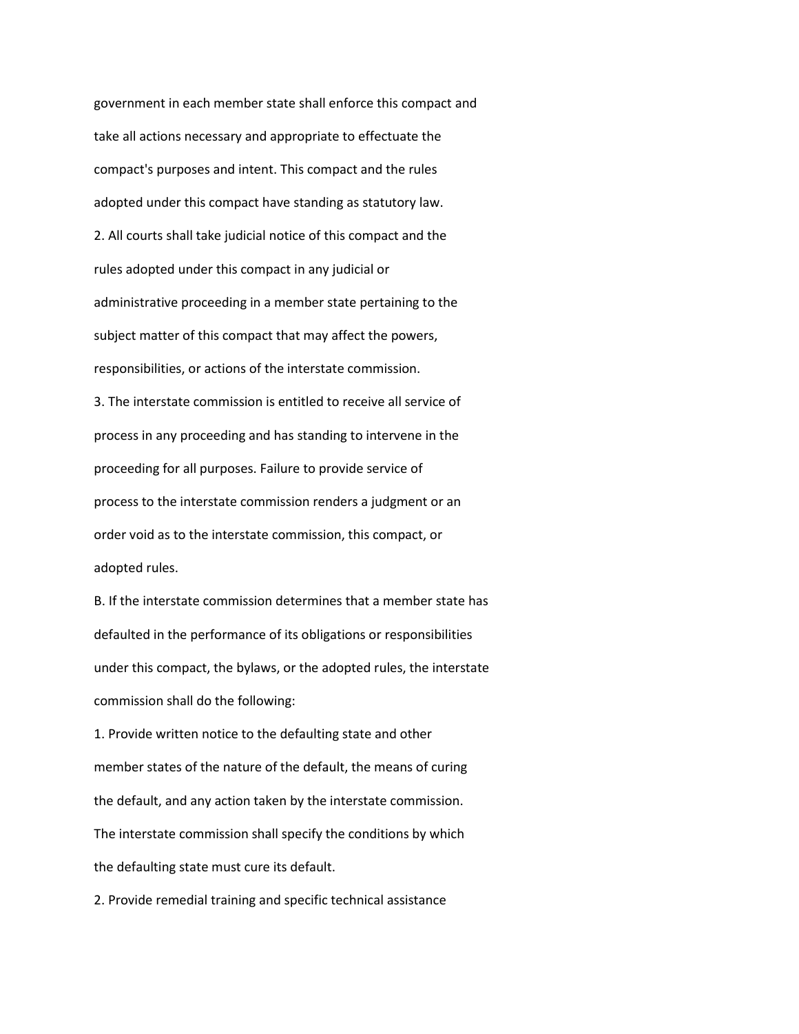government in each member state shall enforce this compact and take all actions necessary and appropriate to effectuate the compact's purposes and intent. This compact and the rules adopted under this compact have standing as statutory law.

2. All courts shall take judicial notice of this compact and the rules adopted under this compact in any judicial or administrative proceeding in a member state pertaining to the subject matter of this compact that may affect the powers, responsibilities, or actions of the interstate commission.

3. The interstate commission is entitled to receive all service of process in any proceeding and has standing to intervene in the proceeding for all purposes. Failure to provide service of process to the interstate commission renders a judgment or an order void as to the interstate commission, this compact, or adopted rules.

B. If the interstate commission determines that a member state has defaulted in the performance of its obligations or responsibilities under this compact, the bylaws, or the adopted rules, the interstate commission shall do the following:

1. Provide written notice to the defaulting state and other member states of the nature of the default, the means of curing the default, and any action taken by the interstate commission. The interstate commission shall specify the conditions by which the defaulting state must cure its default.

2. Provide remedial training and specific technical assistance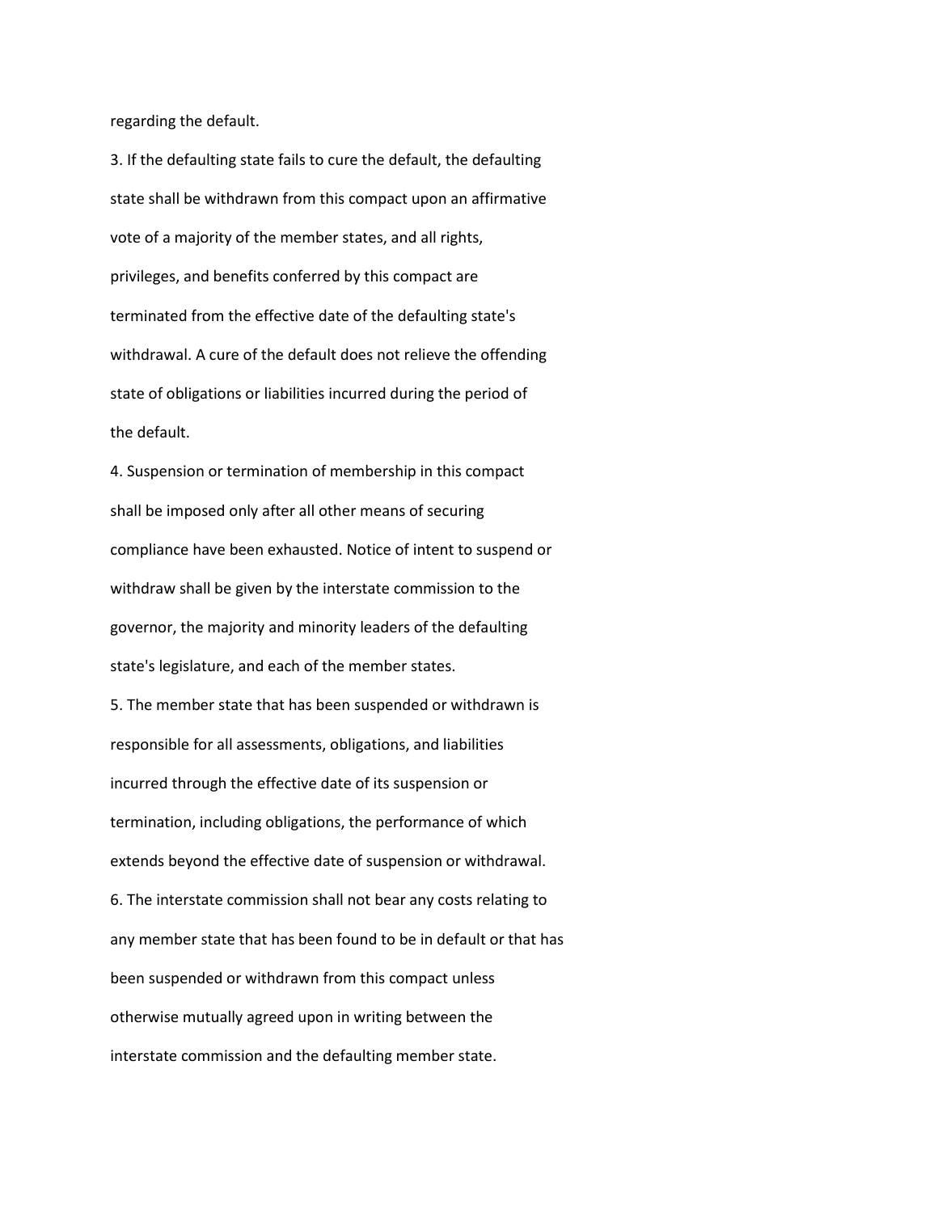regarding the default.

3. If the defaulting state fails to cure the default, the defaulting state shall be withdrawn from this compact upon an affirmative vote of a majority of the member states, and all rights, privileges, and benefits conferred by this compact are terminated from the effective date of the defaulting state's withdrawal. A cure of the default does not relieve the offending state of obligations or liabilities incurred during the period of the default.

4. Suspension or termination of membership in this compact shall be imposed only after all other means of securing compliance have been exhausted. Notice of intent to suspend or withdraw shall be given by the interstate commission to the governor, the majority and minority leaders of the defaulting state's legislature, and each of the member states.

5. The member state that has been suspended or withdrawn is responsible for all assessments, obligations, and liabilities incurred through the effective date of its suspension or termination, including obligations, the performance of which extends beyond the effective date of suspension or withdrawal.

6. The interstate commission shall not bear any costs relating to any member state that has been found to be in default or that has been suspended or withdrawn from this compact unless otherwise mutually agreed upon in writing between the interstate commission and the defaulting member state.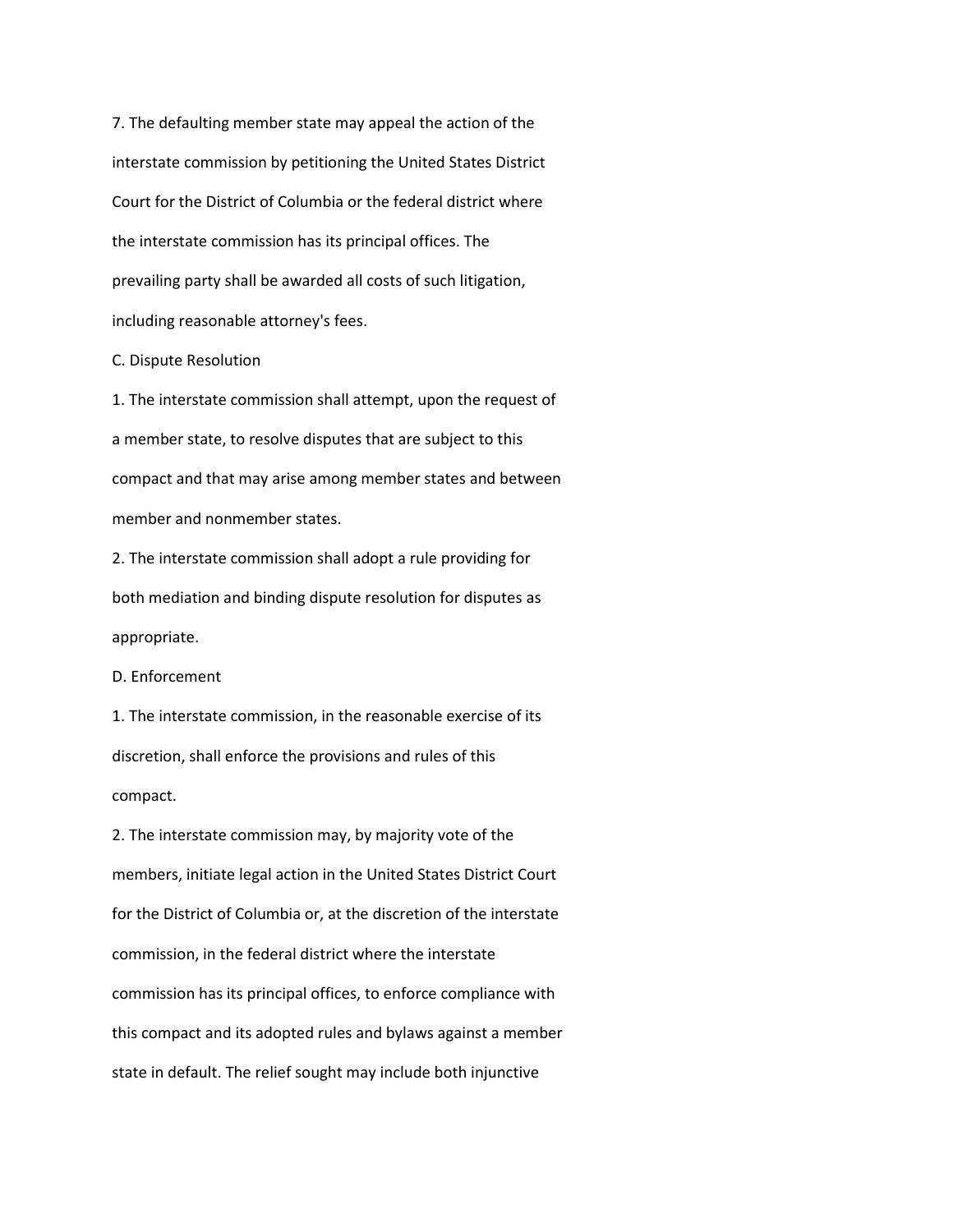7. The defaulting member state may appeal the action of the interstate commission by petitioning the United States District Court for the District of Columbia or the federal district where the interstate commission has its principal offices. The prevailing party shall be awarded all costs of such litigation, including reasonable attorney's fees.

C. Dispute Resolution

1. The interstate commission shall attempt, upon the request of a member state, to resolve disputes that are subject to this compact and that may arise among member states and between member and nonmember states.

2. The interstate commission shall adopt a rule providing for both mediation and binding dispute resolution for disputes as appropriate.

D. Enforcement

1. The interstate commission, in the reasonable exercise of its discretion, shall enforce the provisions and rules of this compact.

2. The interstate commission may, by majority vote of the members, initiate legal action in the United States District Court for the District of Columbia or, at the discretion of the interstate commission, in the federal district where the interstate commission has its principal offices, to enforce compliance with this compact and its adopted rules and bylaws against a member state in default. The relief sought may include both injunctive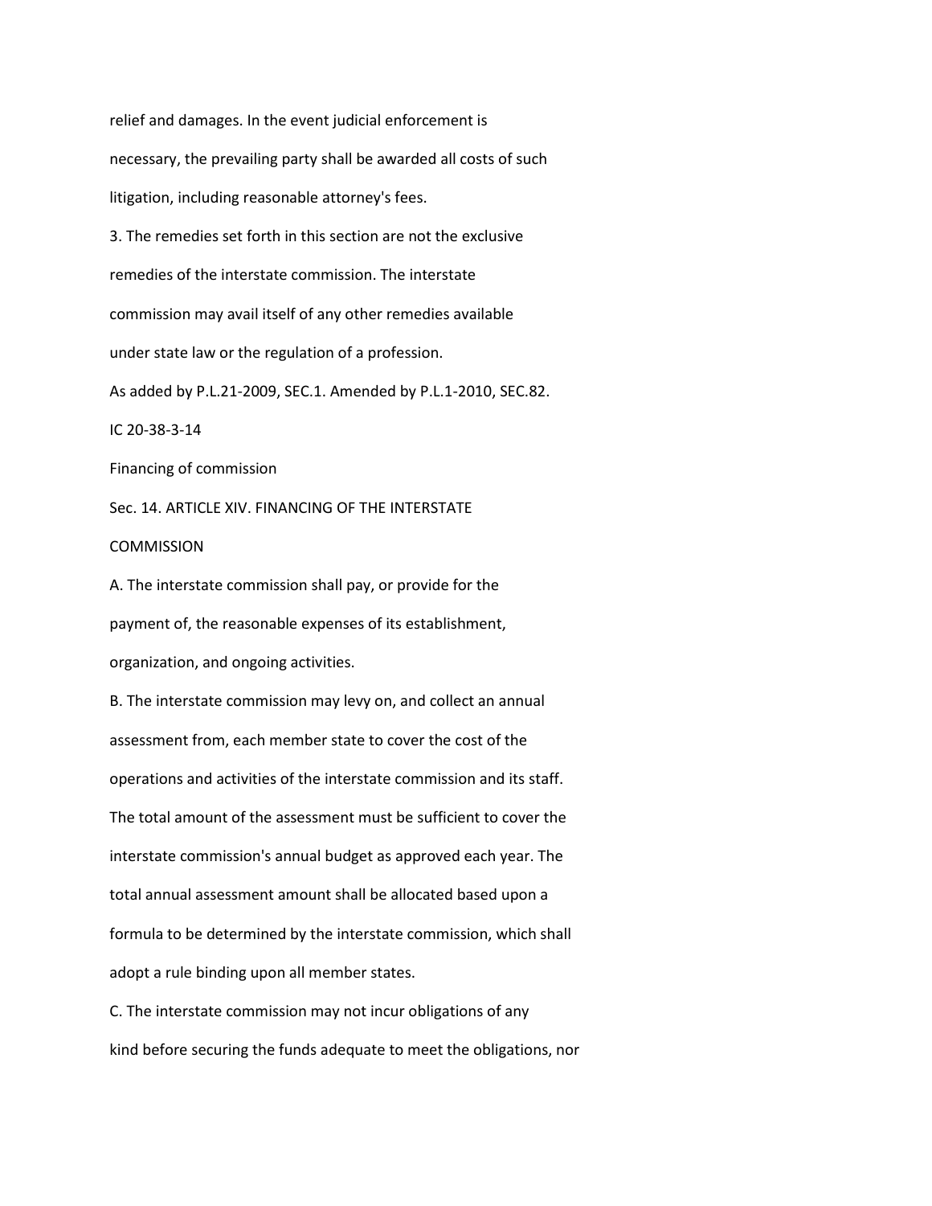relief and damages. In the event judicial enforcement is necessary, the prevailing party shall be awarded all costs of such litigation, including reasonable attorney's fees.

3. The remedies set forth in this section are not the exclusive remedies of the interstate commission. The interstate commission may avail itself of any other remedies available under state law or the regulation of a profession.

As added by P.L.21-2009, SEC.1. Amended by P.L.1-2010, SEC.82.

IC 20-38-3-14

Financing of commission

Sec. 14. ARTICLE XIV. FINANCING OF THE INTERSTATE COMMISSION

A. The interstate commission shall pay, or provide for the payment of, the reasonable expenses of its establishment, organization, and ongoing activities.

B. The interstate commission may levy on, and collect an annual assessment from, each member state to cover the cost of the operations and activities of the interstate commission and its staff. The total amount of the assessment must be sufficient to cover the interstate commission's annual budget as approved each year. The total annual assessment amount shall be allocated based upon a formula to be determined by the interstate commission, which shall adopt a rule binding upon all member states.

C. The interstate commission may not incur obligations of any kind before securing the funds adequate to meet the obligations, nor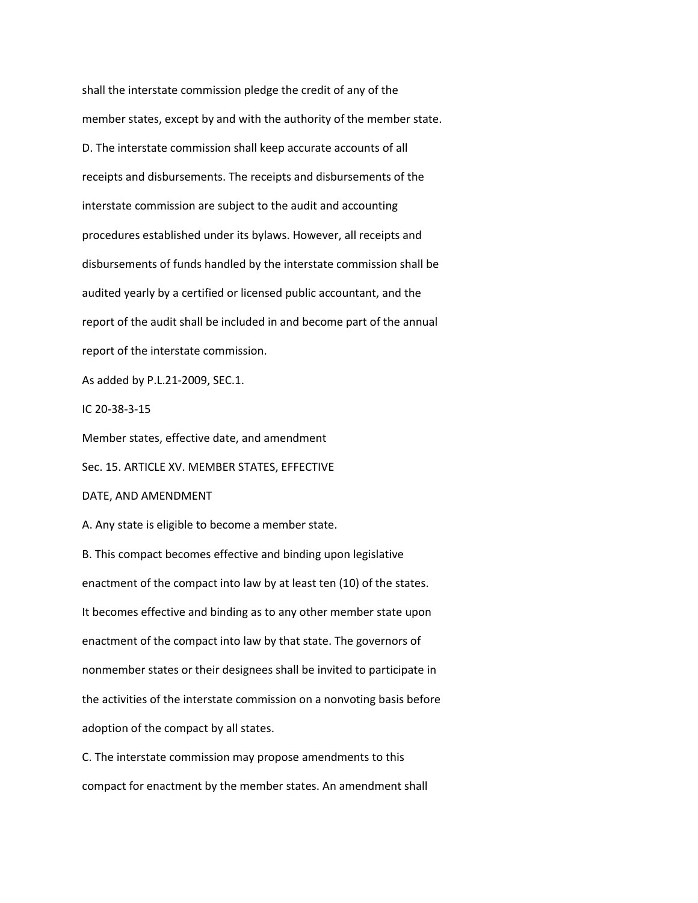shall the interstate commission pledge the credit of any of the member states, except by and with the authority of the member state.

D. The interstate commission shall keep accurate accounts of all receipts and disbursements. The receipts and disbursements of the interstate commission are subject to the audit and accounting procedures established under its bylaws. However, all receipts and disbursements of funds handled by the interstate commission shall be audited yearly by a certified or licensed public accountant, and the report of the audit shall be included in and become part of the annual report of the interstate commission.

As added by P.L.21-2009, SEC.1.

IC 20-38-3-15

Member states, effective date, and amendment

Sec. 15. ARTICLE XV. MEMBER STATES, EFFECTIVE DATE, AND AMENDMENT

A. Any state is eligible to become a member state.

B. This compact becomes effective and binding upon legislative enactment of the compact into law by at least ten (10) of the states. It becomes effective and binding as to any other member state upon enactment of the compact into law by that state. The governors of nonmember states or their designees shall be invited to participate in the activities of the interstate commission on a nonvoting basis before adoption of the compact by all states.

C. The interstate commission may propose amendments to this compact for enactment by the member states. An amendment shall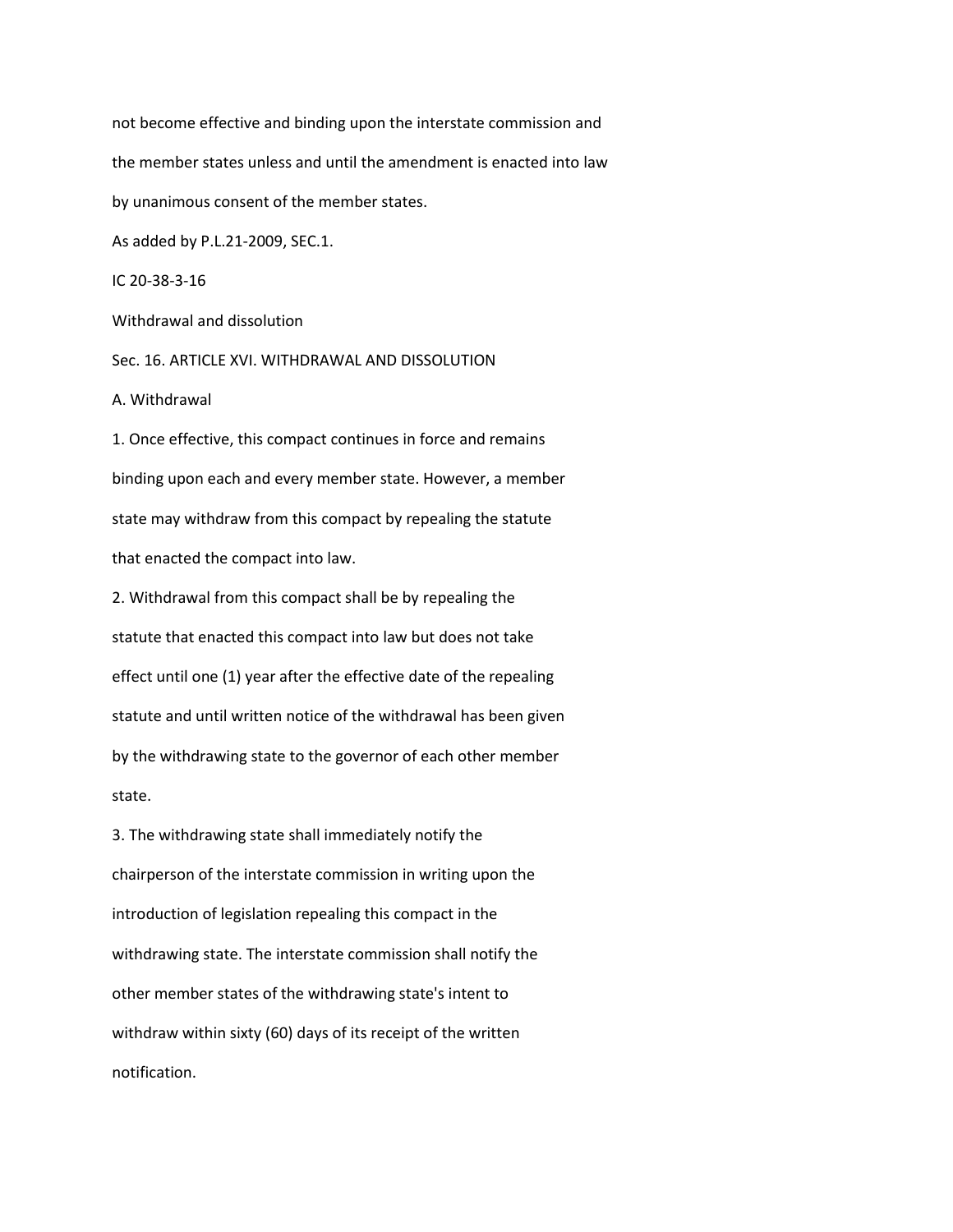not become effective and binding upon the interstate commission and the member states unless and until the amendment is enacted into law by unanimous consent of the member states.

As added by P.L.21-2009, SEC.1.

IC 20-38-3-16

Withdrawal and dissolution

Sec. 16. ARTICLE XVI. WITHDRAWAL AND DISSOLUTION

A. Withdrawal

1. Once effective, this compact continues in force and remains binding upon each and every member state. However, a member state may withdraw from this compact by repealing the statute that enacted the compact into law.

2. Withdrawal from this compact shall be by repealing the statute that enacted this compact into law but does not take effect until one (1) year after the effective date of the repealing statute and until written notice of the withdrawal has been given by the withdrawing state to the governor of each other member state.

3. The withdrawing state shall immediately notify the chairperson of the interstate commission in writing upon the introduction of legislation repealing this compact in the withdrawing state. The interstate commission shall notify the other member states of the withdrawing state's intent to withdraw within sixty (60) days of its receipt of the written notification.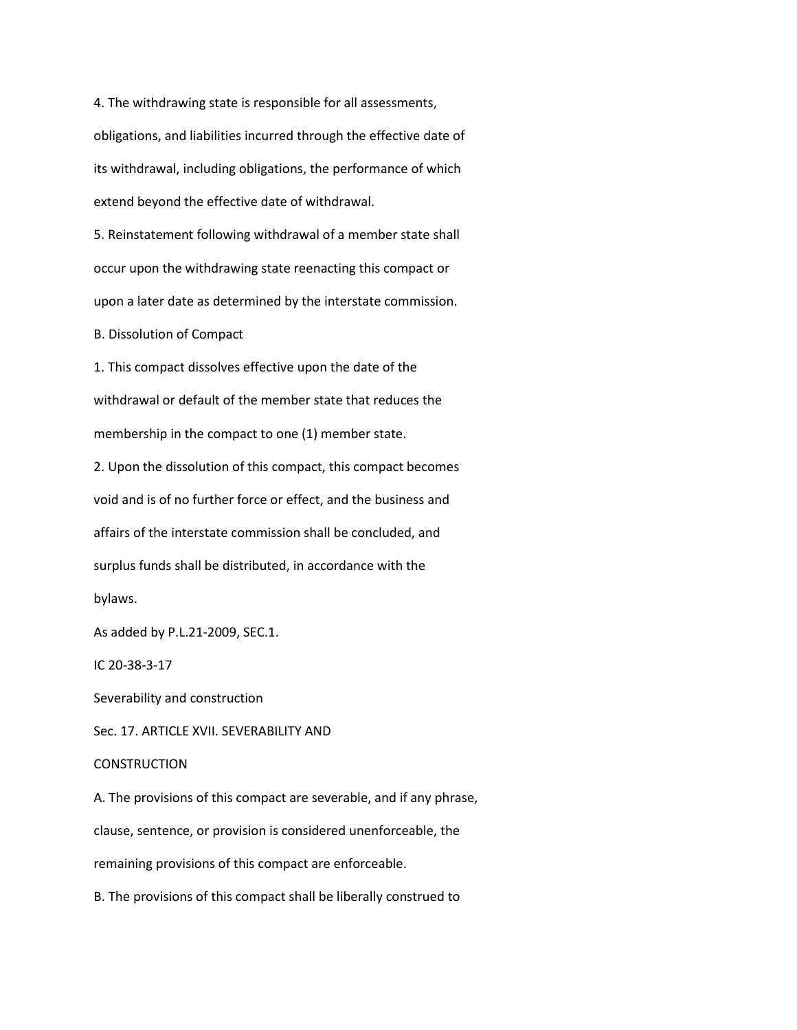4. The withdrawing state is responsible for all assessments, obligations, and liabilities incurred through the effective date of its withdrawal, including obligations, the performance of which extend beyond the effective date of withdrawal.

5. Reinstatement following withdrawal of a member state shall occur upon the withdrawing state reenacting this compact or upon a later date as determined by the interstate commission.

B. Dissolution of Compact

1. This compact dissolves effective upon the date of the withdrawal or default of the member state that reduces the membership in the compact to one (1) member state.

2. Upon the dissolution of this compact, this compact becomes void and is of no further force or effect, and the business and affairs of the interstate commission shall be concluded, and surplus funds shall be distributed, in accordance with the bylaws.

As added by P.L.21-2009, SEC.1.

IC 20-38-3-17

Severability and construction

Sec. 17. ARTICLE XVII. SEVERABILITY AND CONSTRUCTION

A. The provisions of this compact are severable, and if any phrase, clause, sentence, or provision is considered unenforceable, the remaining provisions of this compact are enforceable.

B. The provisions of this compact shall be liberally construed to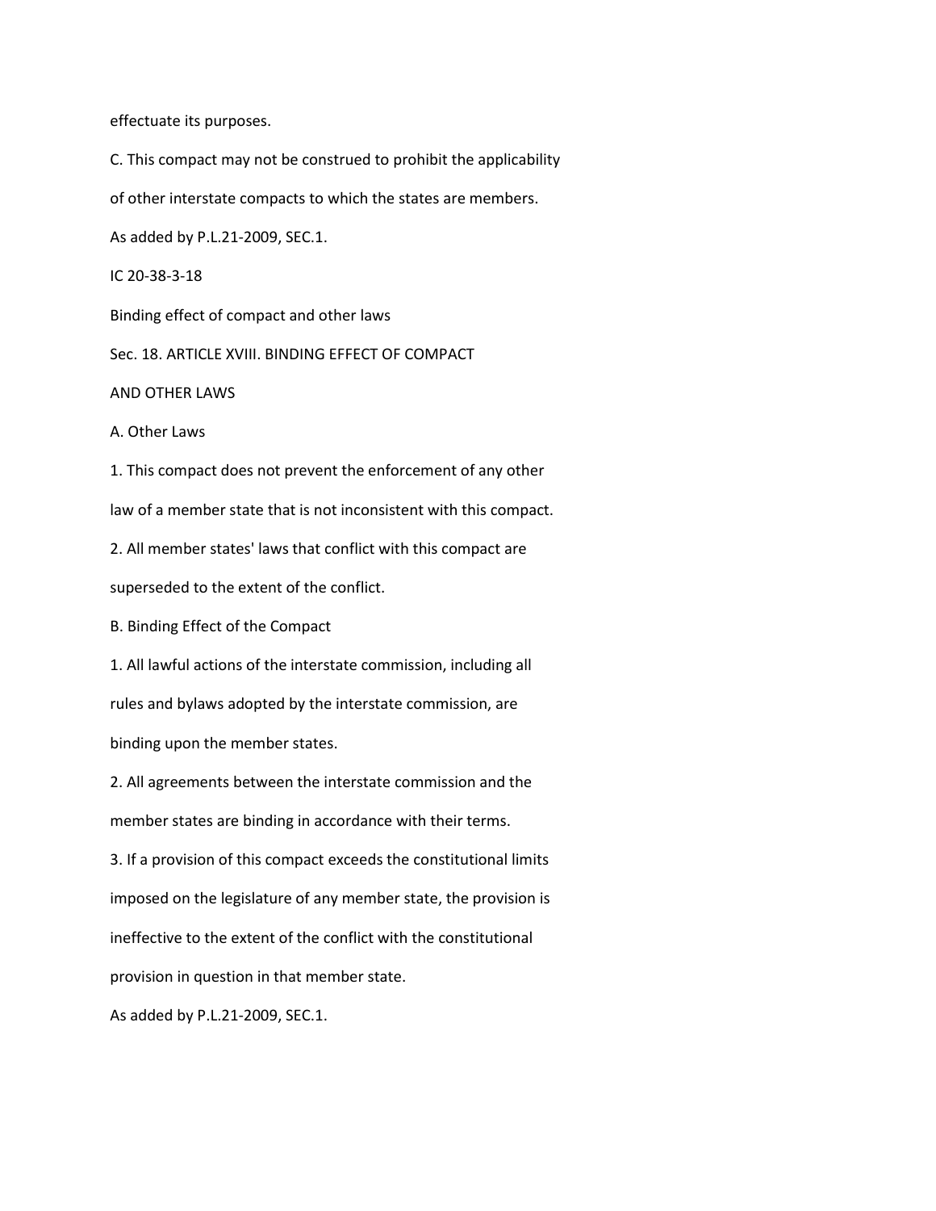effectuate its purposes.

C. This compact may not be construed to prohibit the applicability of other interstate compacts to which the states are members.

As added by P.L.21-2009, SEC.1.

IC 20-38-3-18

Binding effect of compact and other laws

Sec. 18. ARTICLE XVIII. BINDING EFFECT OF COMPACT AND OTHER LAWS

A. Other Laws

1. This compact does not prevent the enforcement of any other law of a member state that is not inconsistent with this compact.

2. All member states' laws that conflict with this compact are superseded to the extent of the conflict.

B. Binding Effect of the Compact

1. All lawful actions of the interstate commission, including all rules and bylaws adopted by the interstate commission, are binding upon the member states.

2. All agreements between the interstate commission and the member states are binding in accordance with their terms.

3. If a provision of this compact exceeds the constitutional limits imposed on the legislature of any member state, the provision is ineffective to the extent of the conflict with the constitutional provision in question in that member state.

As added by P.L.21-2009, SEC.1.